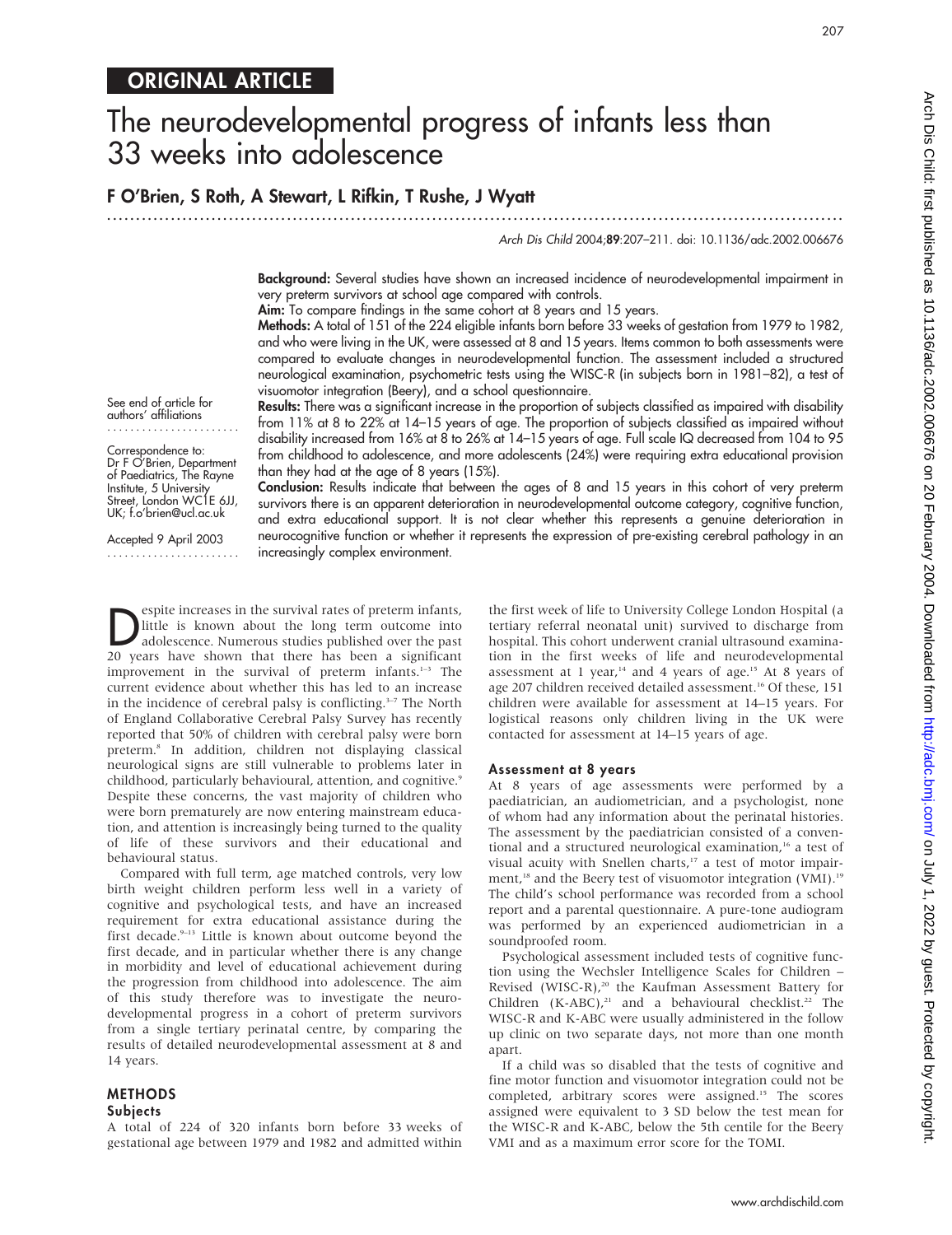ORIGINAL ARTICLE

# The neurodevelopmental progress of infants less than 33 weeks into adolescence

**F O'Brien, S Roth, A Stewart, L Rifkin, T Rushe, J Wyatt**

*Arch Dis Child* 2004;**89**:207–211. doi: 10.1136/adc.2002.006676

See end of article for authors' affiliations

Correspondence to: Dr F O'Brien, Department of Paediatrics, The Rayne Institute, 5 University Street, London WC1E 6JJ, UK; f.o'brien@ucl.ac.uk

Accepted 9 April 2003

**Background:** Several studies have shown an increased incidence of neurodevelopmental impairment in very preterm survivors at school age compared with controls.

**Aim:** To compare findings in the same cohort at 8 years and 15 years.

**Methods:** A total of 151 of the 224 eligible infants born before 33 weeks of gestation from 1979 to 1982, and who were living in the UK, were assessed at 8 and 15 years. Items common to both assessments were compared to evaluate changes in neurodevelopmental function. The assessment included a structured neurological examination, psychometric tests using the WISC-R (in subjects born in 1981–82), a test of visuomotor integration (Beery), and a school questionnaire.

**Results:** There was a significant increase in the proportion of subjects classified as impaired with disability from 11% at 8 to 22% at 14–15 years of age. The proportion of subjects classified as impaired without disability increased from 16% at 8 to 26% at 14–15 years of age. Full scale IQ decreased from 104 to 95 from childhood to adolescence, and more adolescents (24%) were requiring extra educational provision than they had at the age of 8 years (15%).

**Conclusion:** Results indicate that between the ages of 8 and 15 years in this cohort of very preterm survivors there is an apparent deterioration in neurodevelopmental outcome category, cognitive function, and extra educational support. It is not clear whether this represents a genuine deterioration in neurocognitive function or whether it represents the expression of pre-existing cerebral pathology in an increasingly complex environment.

Despite increases in the survival rates of preterm infants, little is known about the long term outcome into adolescence. Numerous studies published over the past 20 years have shown that there has been a significant improvement in the survival of preterm infants.[1–3] The current evidence about whether this has led to an increase in the incidence of cerebral palsy is conflicting.[3–7] The North of England Collaborative Cerebral Palsy Survey has recently reported that 50% of children with cerebral palsy were born preterm.[8] In addition, children not displaying classical neurological signs are still vulnerable to problems later in childhood, particularly behavioural, attention, and cognitive.[9] Despite these concerns, the vast majority of children who were born prematurely are now entering mainstream education, and attention is increasingly being turned to the quality of life of these survivors and their educational and behavioural status.

Compared with full term, age matched controls, very low birth weight children perform less well in a variety of cognitive and psychological tests, and have an increased requirement for extra educational assistance during the first decade.[9–13] Little is known about outcome beyond the first decade, and in particular whether there is any change in morbidity and level of educational achievement during the progression from childhood into adolescence. The aim of this study therefore was to investigate the neurodevelopmental progress in a cohort of preterm survivors from a single tertiary perinatal centre, by comparing the results of detailed neurodevelopmental assessment at 8 and 14 years.

## METHODS

### Subjects

A total of 224 of 320 infants born before 33 weeks of gestational age between 1979 and 1982 and admitted within the first week of life to University College London Hospital (a tertiary referral neonatal unit) survived to discharge from hospital. This cohort underwent cranial ultrasound examination in the first weeks of life and neurodevelopmental assessment at 1 year,[14] and 4 years of age.[15] At 8 years of age 207 children received detailed assessment.[16] Of these, 151 children were available for assessment at 14–15 years. For logistical reasons only children living in the UK were contacted for assessment at 14–15 years of age.

### Assessment at 8 years

At 8 years of age assessments were performed by a paediatrician, an audiometrician, and a psychologist, none of whom had any information about the perinatal histories. The assessment by the paediatrician consisted of a conventional and a structured neurological examination,[16] a test of visual acuity with Snellen charts,[17] a test of motor impairment,[18] and the Beery test of visuomotor integration (VMI).[19] The child's school performance was recorded from a school report and a parental questionnaire. A pure-tone audiogram was performed by an experienced audiometrician in a soundproofed room.

Psychological assessment included tests of cognitive function using the Wechsler Intelligence Scales for Children – Revised (WISC-R),[20] the Kaufman Assessment Battery for Children (K-ABC),[21] and a behavioural checklist.[22] The WISC-R and K-ABC were usually administered in the follow up clinic on two separate days, not more than one month apart.

If a child was so disabled that the tests of cognitive and fine motor function and visuomotor integration could not be completed, arbitrary scores were assigned.[15] The scores assigned were equivalent to 3 SD below the test mean for the WISC-R and K-ABC, below the 5th centile for the Beery VMI and as a maximum error score for the TOMI.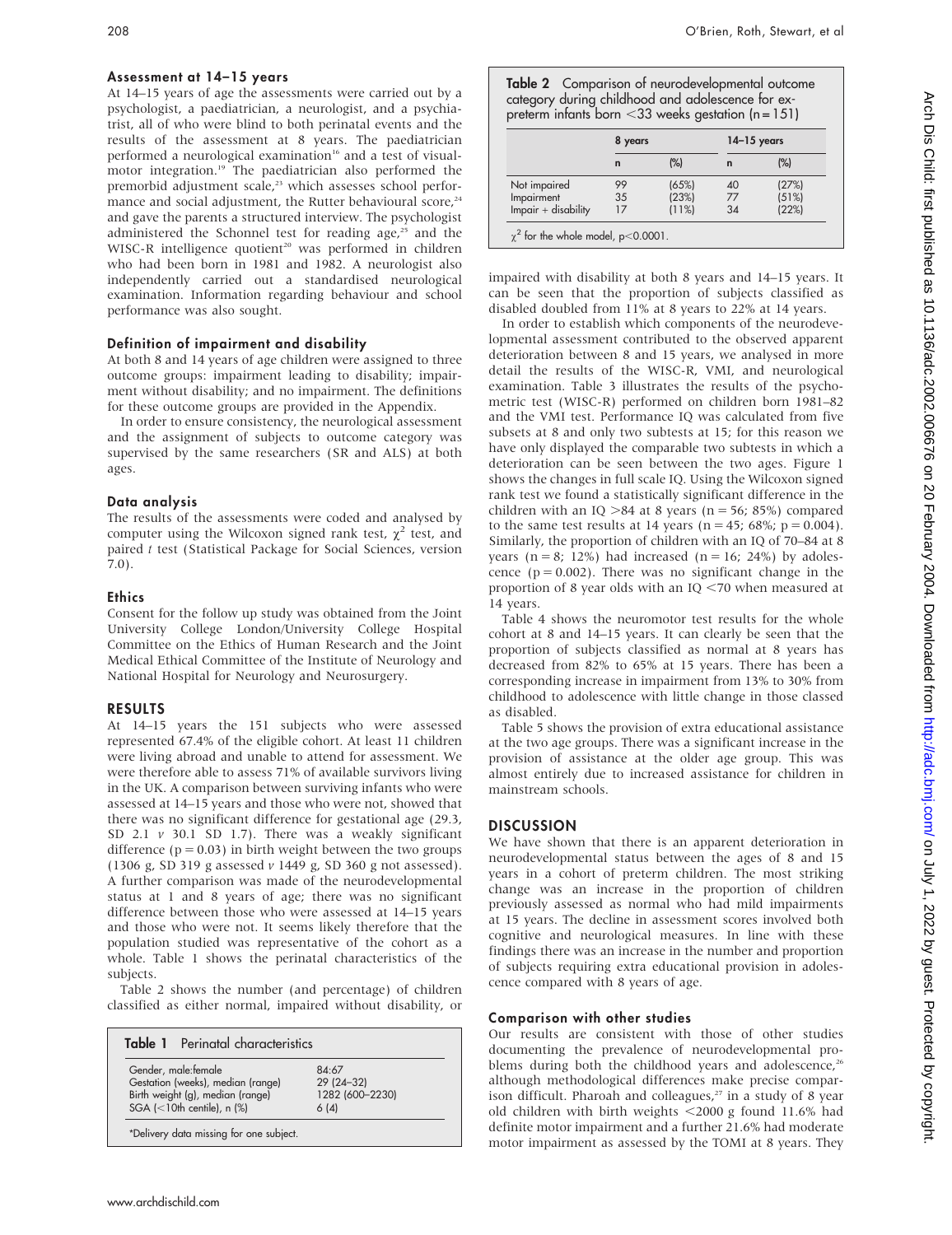### Assessment at 14–15 years

At 14–15 years of age the assessments were carried out by a psychologist, a paediatrician, a neurologist, and a psychiatrist, all of who were blind to both perinatal events and the results of the assessment at 8 years. The paediatrician performed a neurological examination[16] and a test of visual-motor integration.[19] The paediatrician also performed the premorbid adjustment scale,[23] which assesses school performance and social adjustment, the Rutter behavioural score,[24] and gave the parents a structured interview. The psychologist administered the Schonnel test for reading age,[25] and the WISC-R intelligence quotient[20] was performed in children who had been born in 1981 and 1982. A neurologist also independently carried out a standardised neurological examination. Information regarding behaviour and school performance was also sought.

### Definition of impairment and disability

At both 8 and 14 years of age children were assigned to three outcome groups: impairment leading to disability; impairment without disability; and no impairment. The definitions for these outcome groups are provided in the Appendix.

In order to ensure consistency, the neurological assessment and the assignment of subjects to outcome category was supervised by the same researchers (SR and ALS) at both ages.

### Data analysis

The results of the assessments were coded and analysed by computer using the Wilcoxon signed rank test, $\chi^2$ test, and paired *t* test (Statistical Package for Social Sciences, version 7.0).

### Ethics

Consent for the follow up study was obtained from the Joint University College London/University College Hospital Committee on the Ethics of Human Research and the Joint Medical Ethical Committee of the Institute of Neurology and National Hospital for Neurology and Neurosurgery.

## RESULTS

At 14–15 years the 151 subjects who were assessed represented 67.4% of the eligible cohort. At least 11 children were living abroad and unable to attend for assessment. We were therefore able to assess 71% of available survivors living in the UK. A comparison between surviving infants who were assessed at 14–15 years and those who were not, showed that there was no significant difference for gestational age (29.3, SD 2.1 *v* 30.1 SD 1.7). There was a weakly significant difference ($p = 0.03$) in birth weight between the two groups (1306 g, SD 319 g assessed *v* 1449 g, SD 360 g not assessed). A further comparison was made of the neurodevelopmental status at 1 and 8 years of age; there was no significant difference between those who were assessed at 14–15 years and those who were not. It seems likely therefore that the population studied was representative of the cohort as a whole. Table 1 shows the perinatal characteristics of the subjects.

Table 2 shows the number (and percentage) of children classified as either normal, impaired without disability, or impaired with disability at both 8 years and 14–15 years. It can be seen that the proportion of subjects classified as disabled doubled from 11% at 8 years to 22% at 14 years.

**Table 1** Perinatal characteristics

| | |
|---|---|
| Gender, male:female | 84:67 |
| Gestation (weeks), median (range) | 29 (24–32) |
| Birth weight (g), median (range) | 1282 (600–2230) |
| SGA (<10th centile), n (%) | 6 (4) |

*Delivery data missing for one subject.

**Table 2** Comparison of neurodevelopmental outcome category during childhood and adolescence for ex-preterm infants born <33 weeks gestation (n = 151)

| | 8 years | | 14–15 years | |
|---|---|---|---|---|
| | n | (%) | n | (%) |
| Not impaired | 99 | (65%) | 40 | (27%) |
| Impairment | 35 | (23%) | 77 | (51%) |
| Impair + disability | 17 | (11%) | 34 | (22%) |

$\chi^2$ for the whole model, $p < 0.0001$.

In order to establish which components of the neurodevelopmental assessment contributed to the observed apparent deterioration between 8 and 15 years, we analysed in more detail the results of the WISC-R, VMI, and neurological examination. Table 3 illustrates the results of the psychometric test (WISC-R) performed on children born 1981–82 and the VMI test. Performance IQ was calculated from five subsets at 8 and only two subtests at 15; for this reason we have only displayed the comparable two subtests in which a deterioration can be seen between the two ages. Figure 1 shows the changes in full scale IQ. Using the Wilcoxon signed rank test we found a statistically significant difference in the children with an IQ >84 at 8 years (n = 56; 85%) compared to the same test results at 14 years (n = 45; 68%; $p = 0.004$). Similarly, the proportion of children with an IQ of 70–84 at 8 years (n = 8; 12%) had increased (n = 16; 24%) by adolescence ($p = 0.002$). There was no significant change in the proportion of 8 year olds with an IQ <70 when measured at 14 years.

Table 4 shows the neuromotor test results for the whole cohort at 8 and 14–15 years. It can clearly be seen that the proportion of subjects classified as normal at 8 years has decreased from 82% to 65% at 15 years. There has been a corresponding increase in impairment from 13% to 30% from childhood to adolescence with little change in those classed as disabled.

Table 5 shows the provision of extra educational assistance at the two age groups. There was a significant increase in the provision of assistance at the older age group. This was almost entirely due to increased assistance for children in mainstream schools.

## DISCUSSION

We have shown that there is an apparent deterioration in neurodevelopmental status between the ages of 8 and 15 years in a cohort of preterm children. The most striking change was an increase in the proportion of children previously assessed as normal who had mild impairments at 15 years. The decline in assessment scores involved both cognitive and neurological measures. In line with these findings there was an increase in the number and proportion of subjects requiring extra educational provision in adolescence compared with 8 years of age.

### Comparison with other studies

Our results are consistent with those of other studies documenting the prevalence of neurodevelopmental problems during both the childhood years and adolescence,[26] although methodological differences make precise comparison difficult. Pharoah and colleagues,[27] in a study of 8 year old children with birth weights <2000 g found 11.6% had definite motor impairment and a further 21.6% had moderate motor impairment as assessed by the TOMI at 8 years. They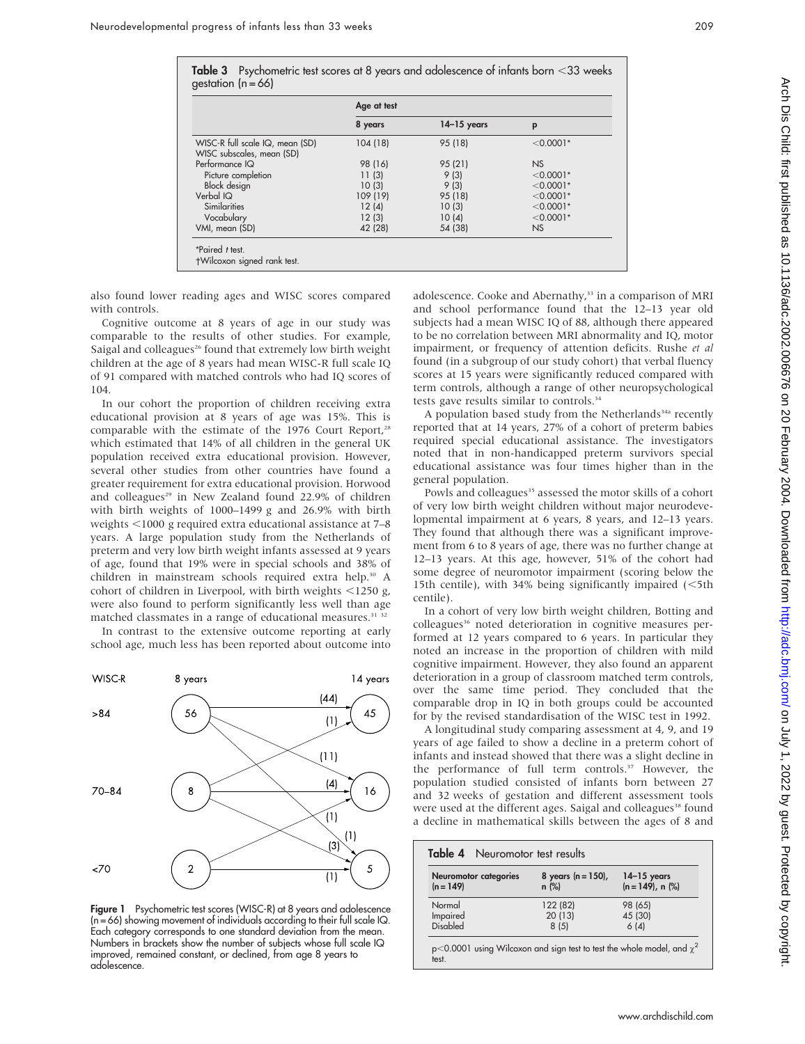**Table 3** Psychometric test scores at 8 years and adolescence of infants born <33 weeks gestation (n = 66)

| | Age at test | | |
|---|---|---|---|
| | 8 years | 14–15 years | p |
| WISC-R full scale IQ, mean (SD) | 104 (18) | 95 (18) | <0.0001* |
| WISC subscales, mean (SD) | | | |
| Performance IQ | 98 (16) | 95 (21) | NS |
| Picture completion | 11 (3) | 9 (3) | <0.0001* |
| Block design | 10 (3) | 9 (3) | <0.0001* |
| Verbal IQ | 109 (19) | 95 (18) | <0.0001* |
| Similarities | 12 (4) | 10 (3) | <0.0001* |
| Vocabulary | 12 (3) | 10 (4) | <0.0001* |
| VMI, mean (SD) | 42 (28) | 54 (38) | NS |

*Paired t test.
†Wilcoxon signed rank test.

also found lower reading ages and WISC scores compared with controls.

Cognitive outcome at 8 years of age in our study was comparable to the results of other studies. For example, Saigal and colleagues[26] found that extremely low birth weight children at the age of 8 years had mean WISC-R full scale IQ of 91 compared with matched controls who had IQ scores of 104.

In our cohort the proportion of children receiving extra educational provision at 8 years of age was 15%. This is comparable with the estimate of the 1976 Court Report,[28] which estimated that 14% of all children in the general UK population received extra educational provision. However, several other studies from other countries have found a greater requirement for extra educational provision. Horwood and colleagues[29] in New Zealand found 22.9% of children with birth weights of 1000–1499 g and 26.9% with birth weights <1000 g required extra educational assistance at 7–8 years. A large population study from the Netherlands of preterm and very low birth weight infants assessed at 9 years of age, found that 19% were in special schools and 38% of children in mainstream schools required extra help.[30] A cohort of children in Liverpool, with birth weights <1250 g, were also found to perform significantly less well than age matched classmates in a range of educational measures.[31 32]

In contrast to the extensive outcome reporting at early school age, much less has been reported about outcome into

**Figure 1** Psychometric test scores (WISC-R) at 8 years and adolescence (n = 66) showing movement of individuals according to their full scale IQ. Each category corresponds to one standard deviation from the mean. Numbers in brackets show the number of subjects whose full scale IQ improved, remained constant, or declined, from age 8 years to adolescence.

adolescence. Cooke and Abernathy,[33] in a comparison of MRI and school performance found that the 12–13 year old subjects had a mean WISC IQ of 88, although there appeared to be no correlation between MRI abnormality and IQ, motor impairment, or frequency of attention deficits. Rushe *et al* found (in a subgroup of our study cohort) that verbal fluency scores at 15 years were significantly reduced compared with term controls, although a range of other neuropsychological tests gave results similar to controls.[34]

A population based study from the Netherlands[34a] recently reported that at 14 years, 27% of a cohort of preterm babies required special educational assistance. The investigators noted that in non-handicapped preterm survivors special educational assistance was four times higher than in the general population.

Powls and colleagues[35] assessed the motor skills of a cohort of very low birth weight children without major neurodevelopmental impairment at 6 years, 8 years, and 12–13 years. They found that although there was a significant improvement from 6 to 8 years of age, there was no further change at 12–13 years. At this age, however, 51% of the cohort had some degree of neuromotor impairment (scoring below the 15th centile), with 34% being significantly impaired (<5th centile).

In a cohort of very low birth weight children, Botting and colleagues[36] noted deterioration in cognitive measures performed at 12 years compared to 6 years. In particular they noted an increase in the proportion of children with mild cognitive impairment. However, they also found an apparent deterioration in a group of classroom matched term controls, over the same time period. They concluded that the comparable drop in IQ in both groups could be accounted for by the revised standardisation of the WISC test in 1992.

A longitudinal study comparing assessment at 4, 9, and 19 years of age failed to show a decline in a preterm cohort of infants and instead showed that there was a slight decline in the performance of full term controls.[37] However, the population studied consisted of infants born between 27 and 32 weeks of gestation and different assessment tools were used at the different ages. Saigal and colleagues[38] found a decline in mathematical skills between the ages of 8 and

**Table 4** Neuromotor test results

| Neuromotor categories (n = 149) | 8 years (n = 150), n (%) | 14–15 years (n = 149), n (%) |
|---|---|---|
| Normal | 122 (82) | 98 (65) |
| Impaired | 20 (13) | 45 (30) |
| Disabled | 8 (5) | 6 (4) |

$p < 0.0001$ using Wilcoxon and sign test to test the whole model, and $\chi^2$ test.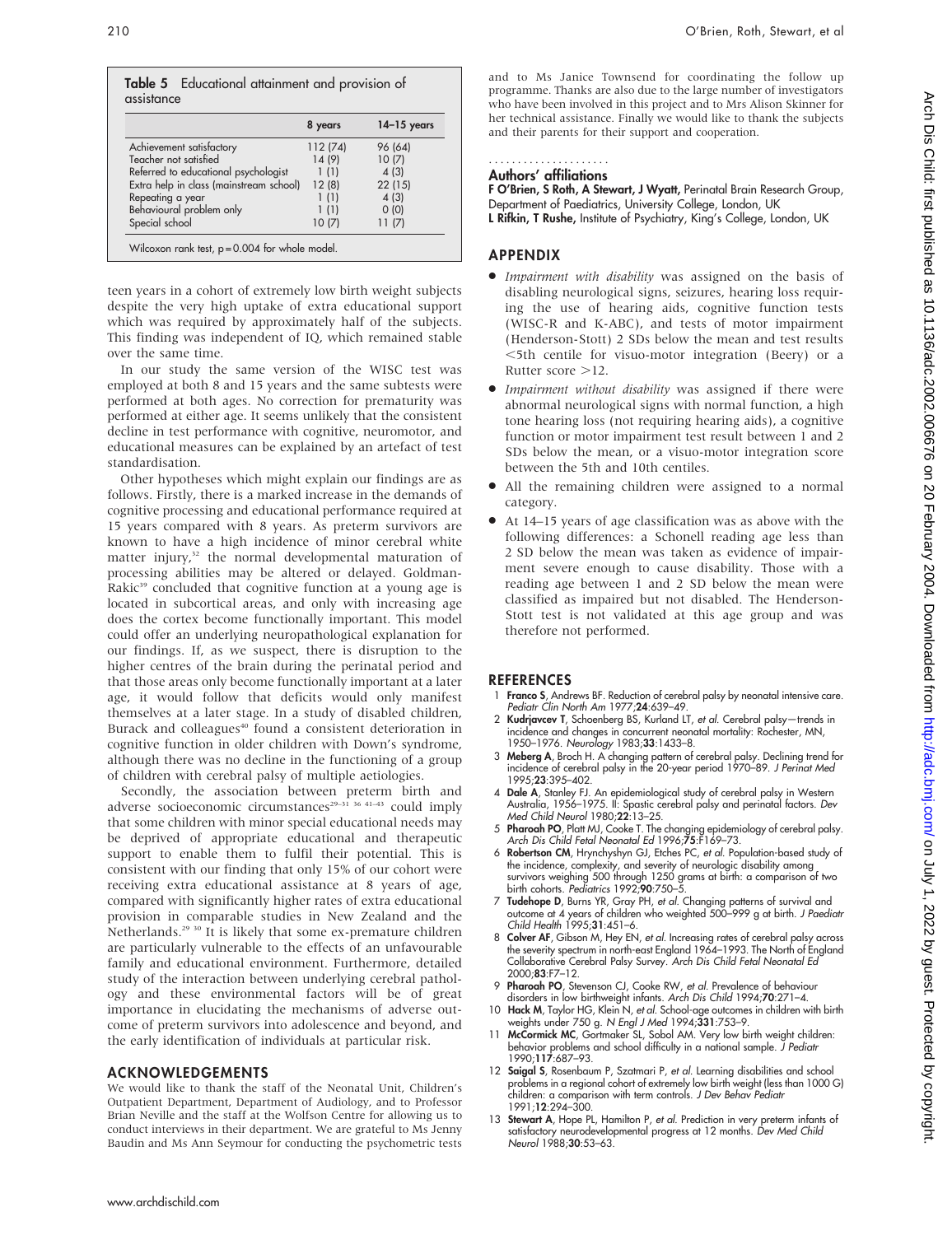**Table 5** Educational attainment and provision of assistance

| | 8 years | 14–15 years |
|---|---|---|
| Achievement satisfactory | 112 (74) | 96 (64) |
| Teacher not satisfied | 14 (9) | 10 (7) |
| Referred to educational psychologist | 1 (1) | 4 (3) |
| Extra help in class (mainstream school) | 12 (8) | 22 (15) |
| Repeating a year | 1 (1) | 4 (3) |
| Behavioural problem only | 1 (1) | 0 (0) |
| Special school | 10 (7) | 11 (7) |

Wilcoxon rank test, p = 0.004 for whole model.

teen years in a cohort of extremely low birth weight subjects despite the very high uptake of extra educational support which was required by approximately half of the subjects. This finding was independent of IQ, which remained stable over the same time.

In our study the same version of the WISC test was employed at both 8 and 15 years and the same subtests were performed at both ages. No correction for prematurity was performed at either age. It seems unlikely that the consistent decline in test performance with cognitive, neuromotor, and educational measures can be explained by an artefact of test standardisation.

Other hypotheses which might explain our findings are as follows. Firstly, there is a marked increase in the demands of cognitive processing and educational performance required at 15 years compared with 8 years. As preterm survivors are known to have a high incidence of minor cerebral white matter injury,[32] the normal developmental maturation of processing abilities may be altered or delayed. Goldman-Rakic[39] concluded that cognitive function at a young age is located in subcortical areas, and only with increasing age does the cortex become functionally important. This model could offer an underlying neuropathological explanation for our findings. If, as we suspect, there is disruption to the higher centres of the brain during the perinatal period and that those areas only become functionally important at a later age, it would follow that deficits would only manifest themselves at a later stage. In a study of disabled children, Burack and colleagues[40] found a consistent deterioration in cognitive function in older children with Down's syndrome, although there was no decline in the functioning of a group of children with cerebral palsy of multiple aetiologies.

Secondly, the association between preterm birth and adverse socioeconomic circumstances[29–31 36 41–43] could imply that some children with minor special educational needs may be deprived of appropriate educational and therapeutic support to enable them to fulfil their potential. This is consistent with our finding that only 15% of our cohort were receiving extra educational assistance at 8 years of age, compared with significantly higher rates of extra educational provision in comparable studies in New Zealand and the Netherlands.[29 30] It is likely that some ex-premature children are particularly vulnerable to the effects of an unfavourable family and educational environment. Furthermore, detailed study of the interaction between underlying cerebral pathology and these environmental factors will be of great importance in elucidating the mechanisms of adverse outcome of preterm survivors into adolescence and beyond, and the early identification of individuals at particular risk.

## ACKNOWLEDGEMENTS

We would like to thank the staff of the Neonatal Unit, Children's Outpatient Department, Department of Audiology, and to Professor Brian Neville and the staff at the Wolfson Centre for allowing us to conduct interviews in their department. We are grateful to Ms Jenny Baudin and Ms Ann Seymour for conducting the psychometric tests and to Ms Janice Townsend for coordinating the follow up programme. Thanks are also due to the large number of investigators who have been involved in this project and to Mrs Alison Skinner for her technical assistance. Finally we would like to thank the subjects and their parents for their support and cooperation.

### Authors' affiliations

**F O'Brien, S Roth, A Stewart, J Wyatt,** Perinatal Brain Research Group, Department of Paediatrics, University College, London, UK
**L Rifkin, T Rushe,** Institute of Psychiatry, King's College, London, UK

## APPENDIX

- *Impairment with disability* was assigned on the basis of disabling neurological signs, seizures, hearing loss requiring the use of hearing aids, cognitive function tests (WISC-R and K-ABC), and tests of motor impairment (Henderson-Stott) 2 SDs below the mean and test results <5th centile for visuo-motor integration (Beery) or a Rutter score >12.
- *Impairment without disability* was assigned if there were abnormal neurological signs with normal function, a high tone hearing loss (not requiring hearing aids), a cognitive function or motor impairment test result between 1 and 2 SDs below the mean, or a visuo-motor integration score between the 5th and 10th centiles.
- All the remaining children were assigned to a normal category.
- At 14–15 years of age classification was as above with the following differences: a Schonell reading age less than 2 SD below the mean was taken as evidence of impairment severe enough to cause disability. Those with a reading age between 1 and 2 SD below the mean were classified as impaired but not disabled. The Henderson-Stott test is not validated at this age group and was therefore not performed.

## REFERENCES

1. **Franco S**, Andrews BF. Reduction of cerebral palsy by neonatal intensive care. *Pediatr Clin North Am* 1977;**24**:639–49.
2. **Kudrjavcev T**, Schoenberg BS, Kurland LT, *et al.* Cerebral palsy—trends in incidence and changes in concurrent neonatal mortality: Rochester, MN, 1950–1976. *Neurology* 1983;**33**:1433–8.
3. **Meberg A**, Broch H. A changing pattern of cerebral palsy. Declining trend for incidence of cerebral palsy in the 20-year period 1970–89. *J Perinat Med* 1995;**23**:395–402.
4. **Dale A**, Stanley FJ. An epidemiological study of cerebral palsy in Western Australia, 1956–1975. II: Spastic cerebral palsy and perinatal factors. *Dev Med Child Neurol* 1980;**22**:13–25.
5. **Pharoah PO**, Platt MJ, Cooke T. The changing epidemiology of cerebral palsy. *Arch Dis Child Fetal Neonatal Ed* 1996;**75**:F169–73.
6. **Robertson CM**, Hrynchyshyn GJ, Etches PC, *et al.* Population-based study of the incidence, complexity, and severity of neurologic disability among survivors weighing 500 through 1250 grams at birth: a comparison of two birth cohorts. *Pediatrics* 1992;**90**:750–5.
7. **Tudehope D**, Burns YR, Gray PH, *et al.* Changing patterns of survival and outcome at 4 years of children who weighted 500–999 g at birth. *J Paediatr Child Health* 1995;**31**:451–6.
8. **Colver AF**, Gibson M, Hey EN, *et al.* Increasing rates of cerebral palsy across the severity spectrum in north-east England 1964–1993. The North of England Collaborative Cerebral Palsy Survey. *Arch Dis Child Fetal Neonatal Ed* 2000;**83**:F7–12.
9. **Pharoah PO**, Stevenson CJ, Cooke RW, *et al.* Prevalence of behaviour disorders in low birthweight infants. *Arch Dis Child* 1994;**70**:271–4.
10. **Hack M**, Taylor HG, Klein N, *et al.* School-age outcomes in children with birth weights under 750 g. *N Engl J Med* 1994;**331**:753–9.
11. **McCormick MC**, Gortmaker SL, Sobol AM. Very low birth weight children: behavior problems and school difficulty in a national sample. *J Pediatr* 1990;**117**:687–93.
12. **Saigal S**, Rosenbaum P, Szatmari P, *et al.* Learning disabilities and school problems in a regional cohort of extremely low birth weight (less than 1000 G) children: a comparison with term controls. *J Dev Behav Pediatr* 1991;**12**:294–300.
13. **Stewart A**, Hope PL, Hamilton P, *et al.* Prediction in very preterm infants of satisfactory neurodevelopmental progress at 12 months. *Dev Med Child Neurol* 1988;**30**:53–63.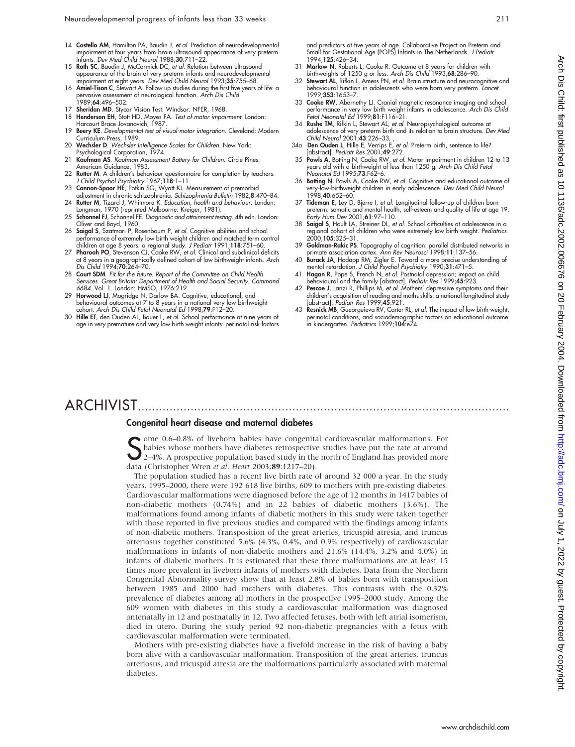14 **Costello AM**, Hamilton PA, Baudin J, *et al*. Prediction of neurodevelopmental impairment at four years from brain ultrasound appearance of very preterm infants. *Dev Med Child Neurol* 1988;**30**:711–22.

15 **Roth SC**, Baudin J, McCormick DC, *et al*. Relation between ultrasound appearance of the brain of very preterm infants and neurodevelopmental impairment at eight years. *Dev Med Child Neurol* 1993;**35**:755–68.

16 **Amiel-Tison C**, Stewart A. Follow up studies during the first five years of life: a pervasive assessment of neurological function. *Arch Dis Child* 1989;**64**:496–502.

17 **Sheridan MD**. Stycar Vision Test. Windsor: NFER, 1968.

18 **Henderson EH**, Stott HD, Moyes FA. *Test of motor impairment*. London: Harcourt Brace Jovanovich, 1987.

19 **Beery KE**. *Developmental test of visual-motor integration*. Cleveland: Modern Curriculum Press, 1989.

20 **Wechsler D**. *Wechsler Intelligence Scales for Children*. New York: Psychological Corporation, 1974.

21 **Kaufman AS**. *Kaufman Assessment Battery for Children*. Circle Pines: American Guidance, 1983.

22 **Rutter M**. A children's behaviour questionnaire for completion by teachers. *J Child Psychol Psychiatry* 1967;**118**:1–11.

23 **Cannon-Spoor HE**, Potkin SG, Wyatt KJ. Measurement of premorbid adjustment in chronic schizophrenia. *Schizophrenia Bulletin* 1982;**8**:470–84.

24 **Rutter M**, Tizard J, Whitmore K. *Education, health and behaviour*. London: Longman, 1970 (reprinted Melbourne: Kreiger, 1981).

25 **Schonnel FJ**, Schonnel FE. *Diagnostic and attainment testing*. 4th edn. London: Oliver and Boyd, 1960.

26 **Saigal S**, Szatmari P, Rosenbaum P, *et al*. Cognitive abilities and school performance of extremely low birth weight children and matched term control children at age 8 years: a regional study. *J Pediatr* 1991;**118**:751–60.

27 **Pharoah PO**, Stevenson CJ, Cooke RW, *et al*. Clinical and subclinical deficits at 8 years in a geographically defined cohort of low birthweight infants. *Arch Dis Child* 1994;**70**:264–70.

28 **Court SDM**. *Fit for the future. Report of the Committee on Child Health Services. Great Britain: Department of Health and Social Security. Command 6684*. Vol. 1. London: HMSO, 1976:219.

29 **Horwood LJ**, Mogridge N, Darlow BA. Cognitive, educational, and behavioural outcomes at 7 to 8 years in a national very low birthweight cohort. *Arch Dis Child Fetal Neonatal Ed* 1998;**79**:F12–20.

30 **Hille ET**, den Ouden AL, Bauer L, *et al*. School performance at nine years of age in very premature and very low birth weight infants: perinatal risk factors and predictors at five years of age. Collaborative Project on Preterm and Small for Gestational Age (POPS) Infants in The Netherlands. *J Pediatr* 1994;**125**:426–34.

31 **Marlow N**, Roberts L, Cooke R. Outcome at 8 years for children with birthweights of 1250 g or less. *Arch Dis Child* 1993;**68**:286–90.

32 **Stewart AL**, Rifkin L, Amess PN, *et al*. Brain structure and neurocognitive and behavioural function in adolescents who were born very preterm. *Lancet* 1999;**353**:1653–7.

33 **Cooke RW**, Abernethy LJ. Cranial magnetic resonance imaging and school performance in very low birth weight infants in adolescence. *Arch Dis Child Fetal Neonatal Ed* 1999;**81**:F116–21.

34 **Rushe TM**, Rifkin L, Stewart AL, *et al*. Neuropsychological outcome at adolescence of very preterm birth and its relation to brain structure. *Dev Med Child Neurol* 2001;**43**:226–33, ,

34a **Den Ouden L**, Hille E, Verrips E, *et al*. Preterm birth, sentence to life? [abstract]. *Pediatr Res* 2001;**49**:272.

35 **Powls A**, Botting N, Cooke RW, *et al*. Motor impairment in children 12 to 13 years old with a birthweight of less than 1250 g. *Arch Dis Child Fetal Neonatal Ed* 1995;**73**:F62–6.

36 **Botting N**, Powls A, Cooke RW, *et al*. Cognitive and educational outcome of very-low-birthweight children in early adolescence. *Dev Med Child Neurol* 1998;**40**:652–60.

37 **Tideman E**, Ley D, Bjerre I, *et al*. Longitudinal follow-up of children born preterm: somatic and mental health, self-esteem and quality of life at age 19. *Early Hum Dev* 2001;**61**:97–110.

38 **Saigal S**, Hoult LA, Streiner DL, *et al*. School difficulties at adolescence in a regional cohort of children who were extremely low birth weight. *Pediatrics* 2000;**105**:325–31.

39 **Goldman-Rakic PS**. Topography of cognition: parallel distributed networks in primate association cortex. *Ann Rev Neurosci* 1998;**11**:137–56.

40 **Burack JA**, Hodapp RM, Zigler E. Toward a more precise understanding of mental retardation. *J Child Psychol Psychiatry* 1990;**31**:471–5.

41 **Hagan R**, Pope S, French N, *et al*. Postnatal depression; impact on child behavioural and the family [abstract]. *Pediatr Res* 1999;**45**:923.

42 **Pescoe J**, Lanzi R, Phillips M, *et al*. Mothers' depressive symptoms and their children's acquisition of reading and maths skills: a national longitudinal study [abstract]. *Pediatr Res* 1999;**45**:921.

43 **Resnick MB**, Gueorguieva RV, Carter RL, *et al*. The impact of low birth weight, perinatal conditions, and sociodemographic factors on educational outcome in kindergarten. *Pediatrics* 1999;**104**:e74.

# ARCHIVIST

## Congenital heart disease and maternal diabetes

Some 0.6–0.8% of liveborn babies have congenital cardiovascular malformations. For babies whose mothers have diabetes retrospective studies have put the rate at around 2–4%. A prospective population based study in the north of England has provided more data (Christopher Wren *et al*. *Heart* 2003;**89**:1217–20).

The population studied has a recent live birth rate of around 32 000 a year. In the study years, 1995–2000, there were 192 618 live births, 609 to mothers with pre-existing diabetes. Cardiovascular malformations were diagnosed before the age of 12 months in 1417 babies of non-diabetic mothers (0.74%) and in 22 babies of diabetic mothers (3.6%). The malformations found among infants of diabetic mothers in this study were taken together with those reported in five previous studies and compared with the findings among infants of non-diabetic mothers. Transposition of the great arteries, tricuspid atresia, and truncus arteriosus together constituted 5.6% (4.3%, 0.4%, and 0.9% respectively) of cardiovascular malformations in infants of non-diabetic mothers and 21.6% (14.4%, 3.2% and 4.0%) in infants of diabetic mothers. It is estimated that these three malformations are at least 15 times more prevalent in liveborn infants of mothers with diabetes. Data from the Northern Congenital Abnormality survey show that at least 2.8% of babies born with transposition between 1985 and 2000 had mothers with diabetes. This contrasts with the 0.32% prevalence of diabetes among all mothers in the prospective 1995–2000 study. Among the 609 women with diabetes in this study a cardiovascular malformation was diagnosed antenatally in 12 and postnatally in 12. Two affected fetuses, both with left atrial isomerism, died in utero. During the study period 92 non-diabetic pregnancies with a fetus with cardiovascular malformation were terminated.

Mothers with pre-existing diabetes have a fivefold increase in the risk of having a baby born alive with a cardiovascular malformation. Transposition of the great arteries, truncus arteriosus, and tricuspid atresia are the malformations particularly associated with maternal diabetes.